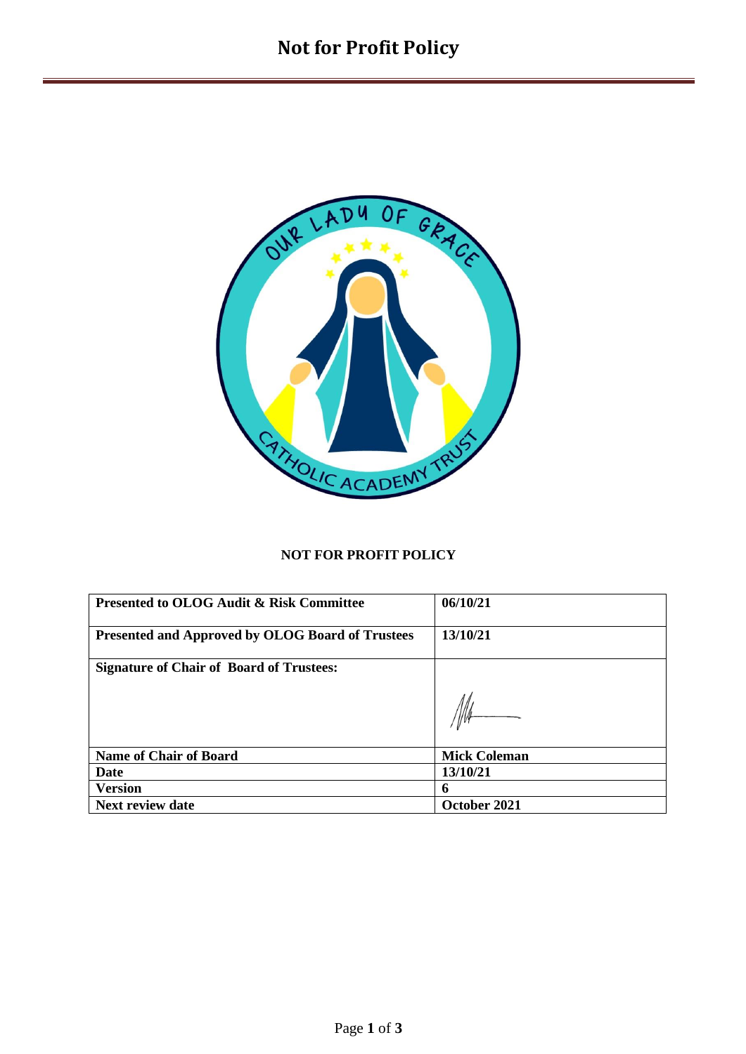# Not for Profit Policy

**NOT FOR PROFIT POLICY**

| | |
|---|---|
| **Presented to OLOG Audit & Risk Committee** | **06/10/21** |
| **Presented and Approved by OLOG Board of Trustees** | **13/10/21** |
| **Signature of Chair of Board of Trustees:** | |
| **Name of Chair of Board** | **Mick Coleman** |
| **Date** | **13/10/21** |
| **Version** | **6** |
| **Next review date** | **October 2021** |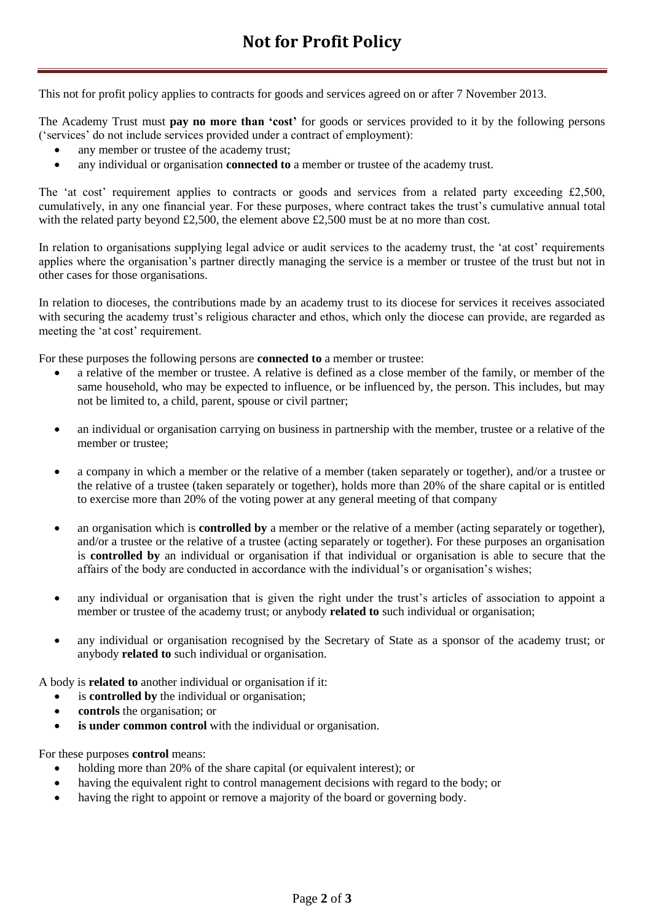# Not for Profit Policy

This not for profit policy applies to contracts for goods and services agreed on or after 7 November 2013.

The Academy Trust must **pay no more than 'cost'** for goods or services provided to it by the following persons ('services' do not include services provided under a contract of employment):

- any member or trustee of the academy trust;
- any individual or organisation **connected to** a member or trustee of the academy trust.

The 'at cost' requirement applies to contracts or goods and services from a related party exceeding £2,500, cumulatively, in any one financial year. For these purposes, where contract takes the trust's cumulative annual total with the related party beyond £2,500, the element above £2,500 must be at no more than cost.

In relation to organisations supplying legal advice or audit services to the academy trust, the 'at cost' requirements applies where the organisation's partner directly managing the service is a member or trustee of the trust but not in other cases for those organisations.

In relation to dioceses, the contributions made by an academy trust to its diocese for services it receives associated with securing the academy trust's religious character and ethos, which only the diocese can provide, are regarded as meeting the 'at cost' requirement.

For these purposes the following persons are **connected to** a member or trustee:

- a relative of the member or trustee. A relative is defined as a close member of the family, or member of the same household, who may be expected to influence, or be influenced by, the person. This includes, but may not be limited to, a child, parent, spouse or civil partner;
- an individual or organisation carrying on business in partnership with the member, trustee or a relative of the member or trustee;
- a company in which a member or the relative of a member (taken separately or together), and/or a trustee or the relative of a trustee (taken separately or together), holds more than 20% of the share capital or is entitled to exercise more than 20% of the voting power at any general meeting of that company
- an organisation which is **controlled by** a member or the relative of a member (acting separately or together), and/or a trustee or the relative of a trustee (acting separately or together). For these purposes an organisation is **controlled by** an individual or organisation if that individual or organisation is able to secure that the affairs of the body are conducted in accordance with the individual's or organisation's wishes;
- any individual or organisation that is given the right under the trust's articles of association to appoint a member or trustee of the academy trust; or anybody **related to** such individual or organisation;
- any individual or organisation recognised by the Secretary of State as a sponsor of the academy trust; or anybody **related to** such individual or organisation.

A body is **related to** another individual or organisation if it:

- is **controlled by** the individual or organisation;
- **controls** the organisation; or
- **is under common control** with the individual or organisation.

For these purposes **control** means:

- holding more than 20% of the share capital (or equivalent interest); or
- having the equivalent right to control management decisions with regard to the body; or
- having the right to appoint or remove a majority of the board or governing body.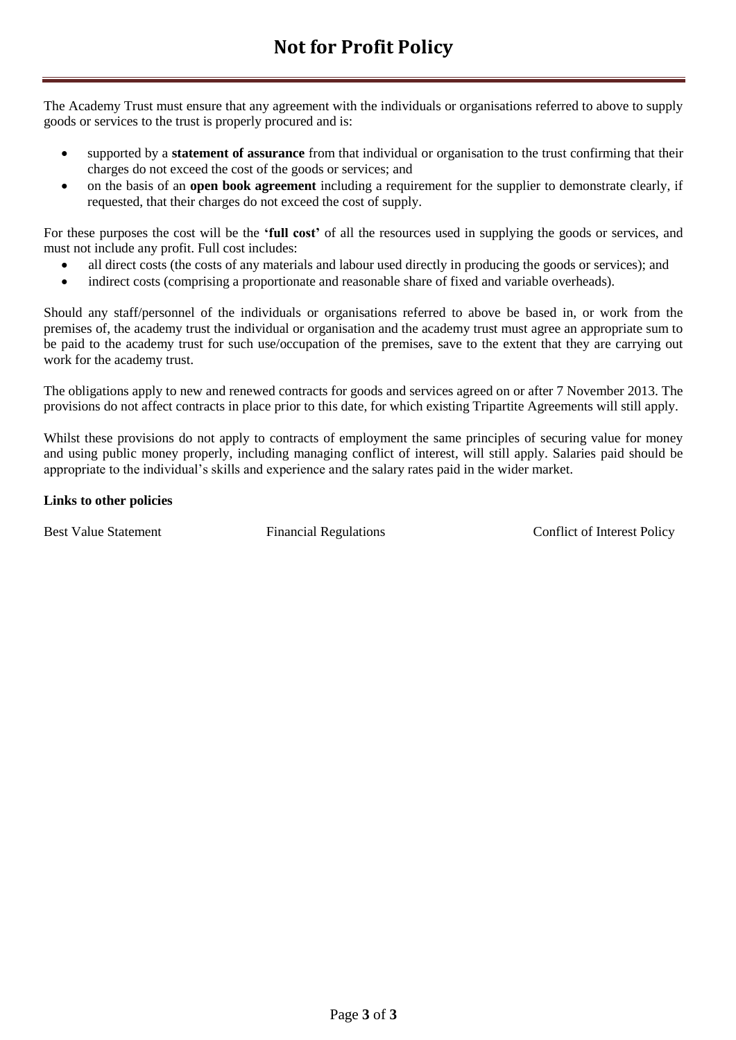# Not for Profit Policy

The Academy Trust must ensure that any agreement with the individuals or organisations referred to above to supply goods or services to the trust is properly procured and is:

- supported by a **statement of assurance** from that individual or organisation to the trust confirming that their charges do not exceed the cost of the goods or services; and
- on the basis of an **open book agreement** including a requirement for the supplier to demonstrate clearly, if requested, that their charges do not exceed the cost of supply.

For these purposes the cost will be the **'full cost'** of all the resources used in supplying the goods or services, and must not include any profit. Full cost includes:

- all direct costs (the costs of any materials and labour used directly in producing the goods or services); and
- indirect costs (comprising a proportionate and reasonable share of fixed and variable overheads).

Should any staff/personnel of the individuals or organisations referred to above be based in, or work from the premises of, the academy trust the individual or organisation and the academy trust must agree an appropriate sum to be paid to the academy trust for such use/occupation of the premises, save to the extent that they are carrying out work for the academy trust.

The obligations apply to new and renewed contracts for goods and services agreed on or after 7 November 2013. The provisions do not affect contracts in place prior to this date, for which existing Tripartite Agreements will still apply.

Whilst these provisions do not apply to contracts of employment the same principles of securing value for money and using public money properly, including managing conflict of interest, will still apply. Salaries paid should be appropriate to the individual's skills and experience and the salary rates paid in the wider market.

**Links to other policies**

Best Value Statement

Financial Regulations

Conflict of Interest Policy